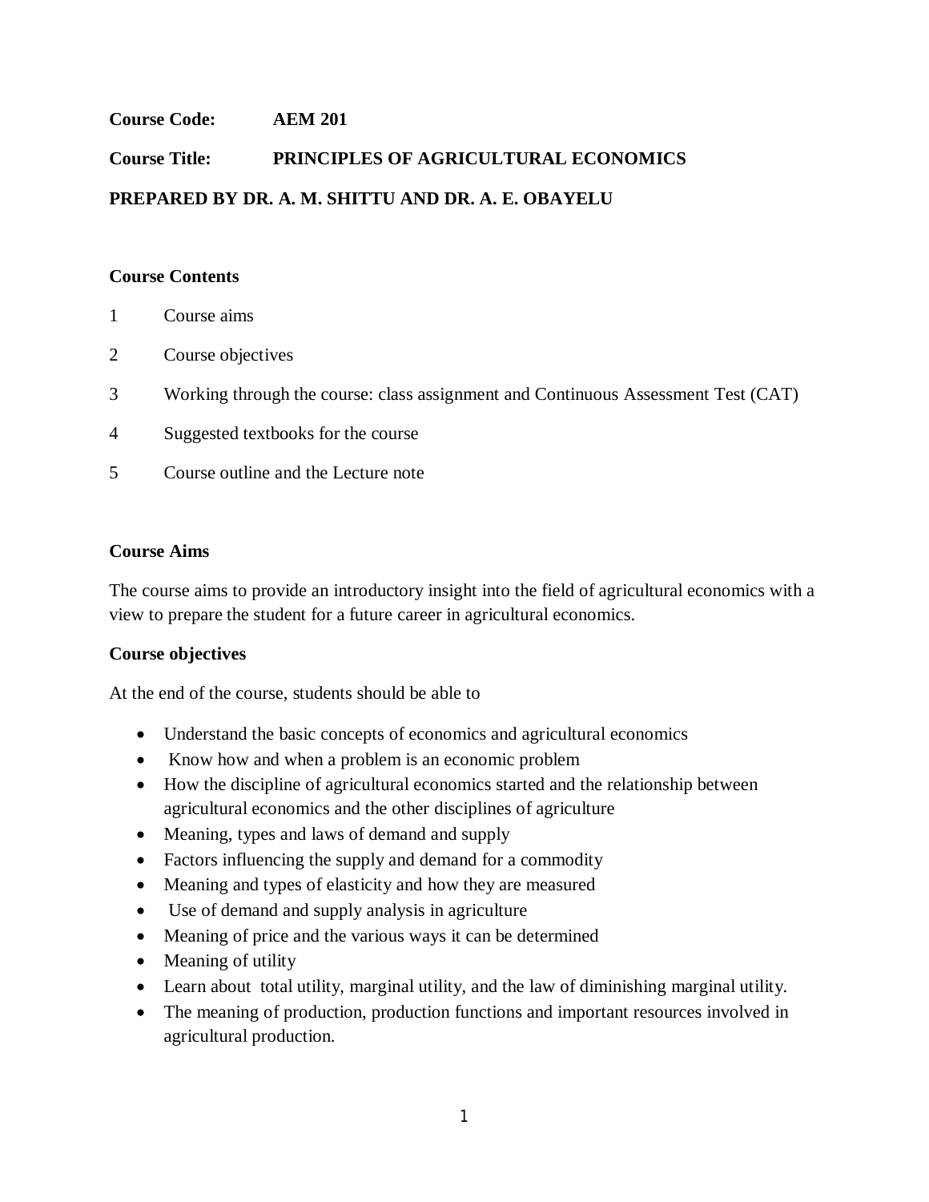**Course Code:** **AEM 201**

**Course Title:** **PRINCIPLES OF AGRICULTURAL ECONOMICS**

**PREPARED BY DR. A. M. SHITTU AND DR. A. E. OBAYELU**

## Course Contents

1. Course aims
2. Course objectives
3. Working through the course: class assignment and Continuous Assessment Test (CAT)
4. Suggested textbooks for the course
5. Course outline and the Lecture note

## Course Aims

The course aims to provide an introductory insight into the field of agricultural economics with a view to prepare the student for a future career in agricultural economics.

## Course objectives

At the end of the course, students should be able to

- Understand the basic concepts of economics and agricultural economics
- Know how and when a problem is an economic problem
- How the discipline of agricultural economics started and the relationship between agricultural economics and the other disciplines of agriculture
- Meaning, types and laws of demand and supply
- Factors influencing the supply and demand for a commodity
- Meaning and types of elasticity and how they are measured
- Use of demand and supply analysis in agriculture
- Meaning of price and the various ways it can be determined
- Meaning of utility
- Learn about total utility, marginal utility, and the law of diminishing marginal utility.
- The meaning of production, production functions and important resources involved in agricultural production.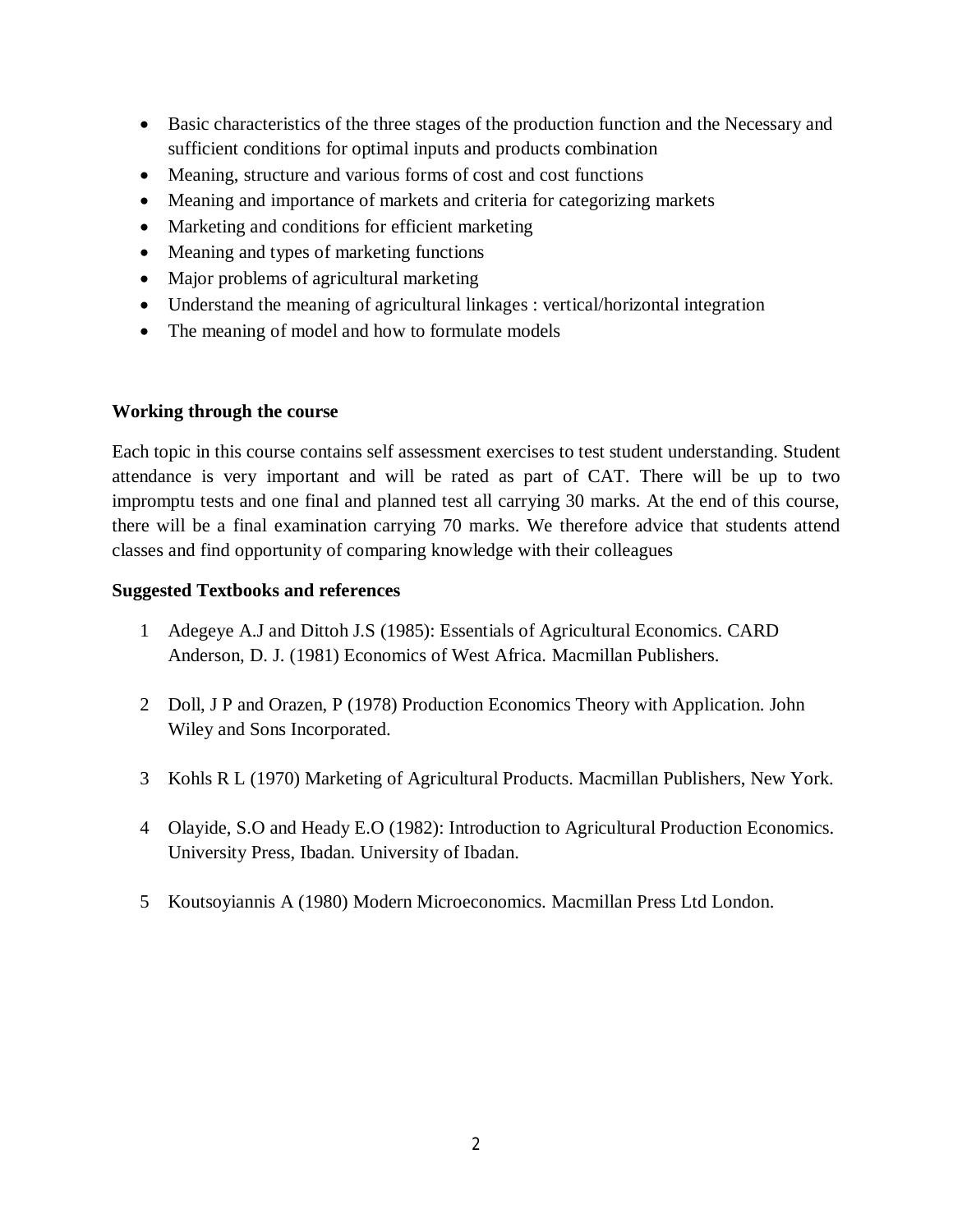- Basic characteristics of the three stages of the production function and the Necessary and sufficient conditions for optimal inputs and products combination
- Meaning, structure and various forms of cost and cost functions
- Meaning and importance of markets and criteria for categorizing markets
- Marketing and conditions for efficient marketing
- Meaning and types of marketing functions
- Major problems of agricultural marketing
- Understand the meaning of agricultural linkages : vertical/horizontal integration
- The meaning of model and how to formulate models

**Working through the course**

Each topic in this course contains self assessment exercises to test student understanding. Student attendance is very important and will be rated as part of CAT. There will be up to two impromptu tests and one final and planned test all carrying 30 marks. At the end of this course, there will be a final examination carrying 70 marks. We therefore advice that students attend classes and find opportunity of comparing knowledge with their colleagues

**Suggested Textbooks and references**

1. Adegeye A.J and Dittoh J.S (1985): Essentials of Agricultural Economics. CARD Anderson, D. J. (1981) Economics of West Africa. Macmillan Publishers.

2. Doll, J P and Orazen, P (1978) Production Economics Theory with Application. John Wiley and Sons Incorporated.

3. Kohls R L (1970) Marketing of Agricultural Products. Macmillan Publishers, New York.

4. Olayide, S.O and Heady E.O (1982): Introduction to Agricultural Production Economics. University Press, Ibadan. University of Ibadan.

5. Koutsoyiannis A (1980) Modern Microeconomics. Macmillan Press Ltd London.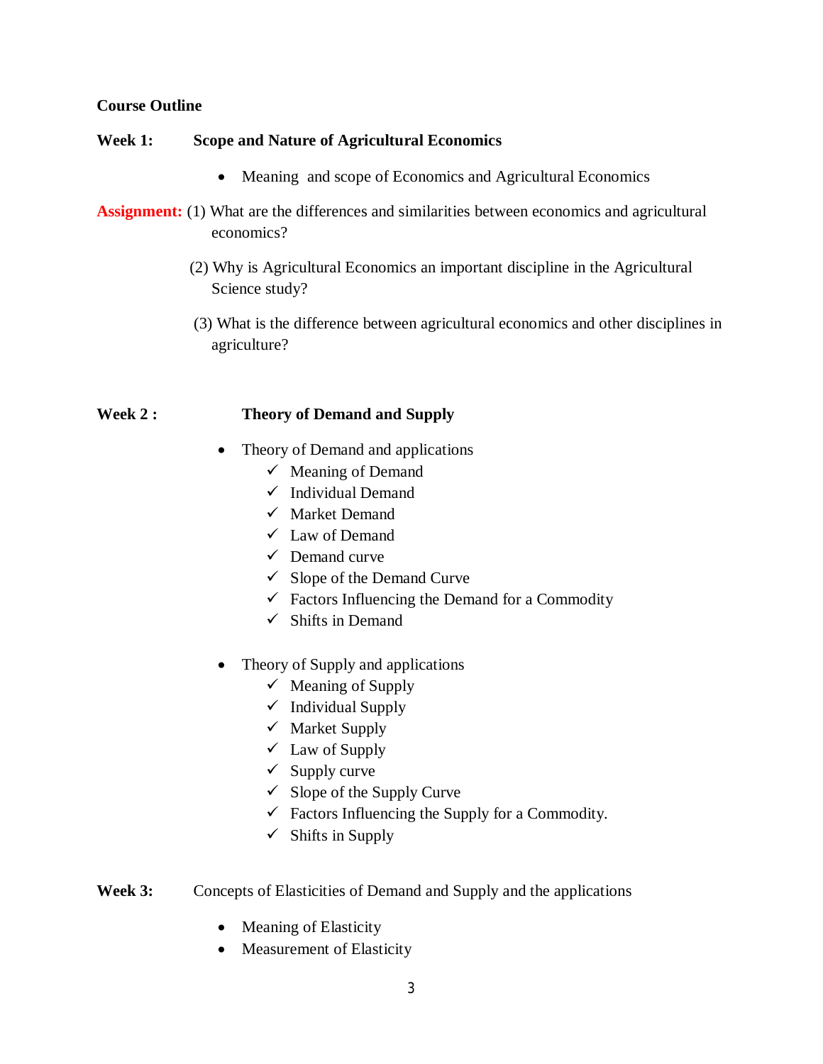**Course Outline**

**Week 1: Scope and Nature of Agricultural Economics**

- Meaning and scope of Economics and Agricultural Economics

**Assignment:** (1) What are the differences and similarities between economics and agricultural economics?

(2) Why is Agricultural Economics an important discipline in the Agricultural Science study?

(3) What is the difference between agricultural economics and other disciplines in agriculture?

**Week 2 : Theory of Demand and Supply**

- Theory of Demand and applications
  - ✓ Meaning of Demand
  - ✓ Individual Demand
  - ✓ Market Demand
  - ✓ Law of Demand
  - ✓ Demand curve
  - ✓ Slope of the Demand Curve
  - ✓ Factors Influencing the Demand for a Commodity
  - ✓ Shifts in Demand

- Theory of Supply and applications
  - ✓ Meaning of Supply
  - ✓ Individual Supply
  - ✓ Market Supply
  - ✓ Law of Supply
  - ✓ Supply curve
  - ✓ Slope of the Supply Curve
  - ✓ Factors Influencing the Supply for a Commodity.
  - ✓ Shifts in Supply

**Week 3:** Concepts of Elasticities of Demand and Supply and the applications

- Meaning of Elasticity
- Measurement of Elasticity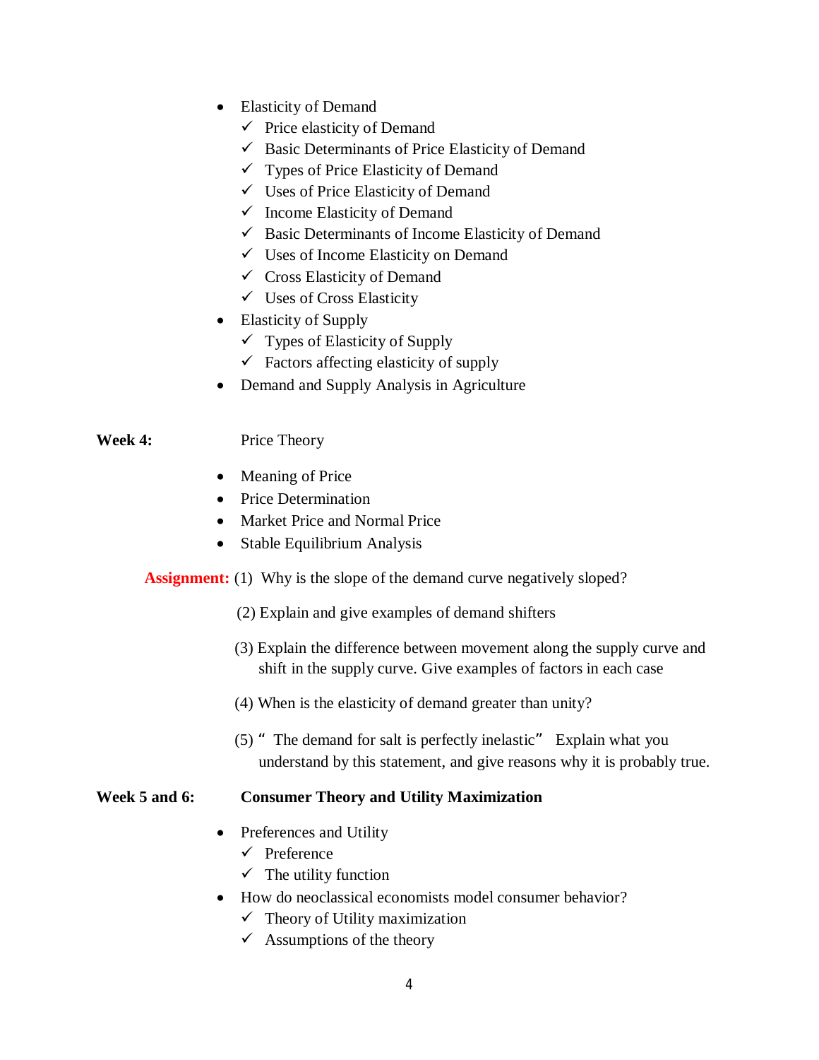- Elasticity of Demand
  - ✓ Price elasticity of Demand
  - ✓ Basic Determinants of Price Elasticity of Demand
  - ✓ Types of Price Elasticity of Demand
  - ✓ Uses of Price Elasticity of Demand
  - ✓ Income Elasticity of Demand
  - ✓ Basic Determinants of Income Elasticity of Demand
  - ✓ Uses of Income Elasticity on Demand
  - ✓ Cross Elasticity of Demand
  - ✓ Uses of Cross Elasticity
- Elasticity of Supply
  - ✓ Types of Elasticity of Supply
  - ✓ Factors affecting elasticity of supply
- Demand and Supply Analysis in Agriculture

**Week 4:** Price Theory

- Meaning of Price
- Price Determination
- Market Price and Normal Price
- Stable Equilibrium Analysis

**Assignment:** (1) Why is the slope of the demand curve negatively sloped?

(2) Explain and give examples of demand shifters

(3) Explain the difference between movement along the supply curve and shift in the supply curve. Give examples of factors in each case

(4) When is the elasticity of demand greater than unity?

(5) " The demand for salt is perfectly inelastic" Explain what you understand by this statement, and give reasons why it is probably true.

**Week 5 and 6:** **Consumer Theory and Utility Maximization**

- Preferences and Utility
  - ✓ Preference
  - ✓ The utility function
- How do neoclassical economists model consumer behavior?
  - ✓ Theory of Utility maximization
  - ✓ Assumptions of the theory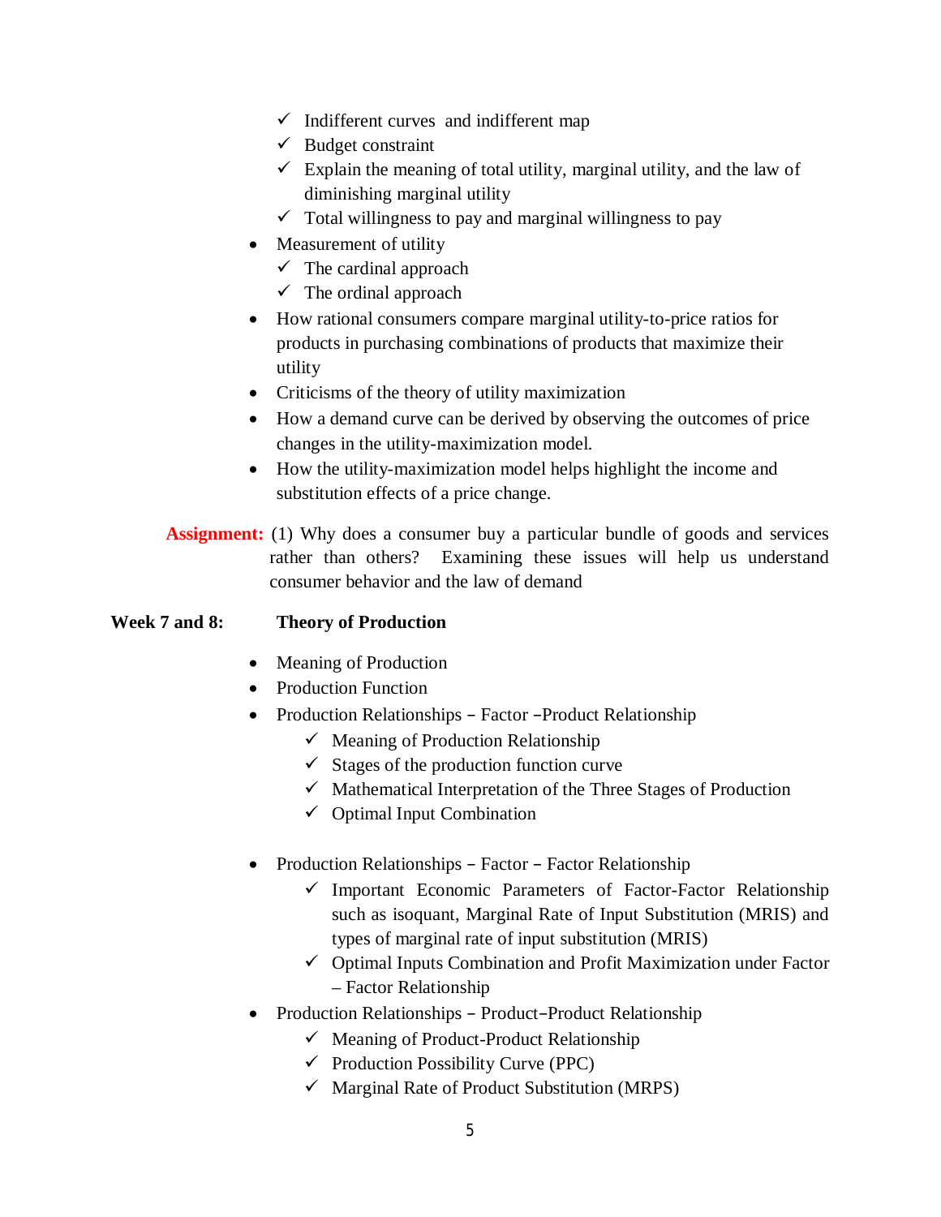- ✓ Indifferent curves  and indifferent map
  - ✓ Budget constraint
  - ✓ Explain the meaning of total utility, marginal utility, and the law of diminishing marginal utility
  - ✓ Total willingness to pay and marginal willingness to pay
- Measurement of utility
  - ✓ The cardinal approach
  - ✓ The ordinal approach
- How rational consumers compare marginal utility-to-price ratios for products in purchasing combinations of products that maximize their utility
- Criticisms of the theory of utility maximization
- How a demand curve can be derived by observing the outcomes of price changes in the utility-maximization model.
- How the utility-maximization model helps highlight the income and substitution effects of a price change.

**Assignment:** (1) Why does a consumer buy a particular bundle of goods and services rather than others?  Examining these issues will help us understand consumer behavior and the law of demand

**Week 7 and 8:** **Theory of Production**

- Meaning of Production
- Production Function
- Production Relationships – Factor –Product Relationship
  - ✓ Meaning of Production Relationship
  - ✓ Stages of the production function curve
  - ✓ Mathematical Interpretation of the Three Stages of Production
  - ✓ Optimal Input Combination
- Production Relationships – Factor – Factor Relationship
  - ✓ Important Economic Parameters of Factor-Factor Relationship such as isoquant, Marginal Rate of Input Substitution (MRIS) and types of marginal rate of input substitution (MRIS)
  - ✓ Optimal Inputs Combination and Profit Maximization under Factor – Factor Relationship
- Production Relationships – Product–Product Relationship
  - ✓ Meaning of Product-Product Relationship
  - ✓ Production Possibility Curve (PPC)
  - ✓ Marginal Rate of Product Substitution (MRPS)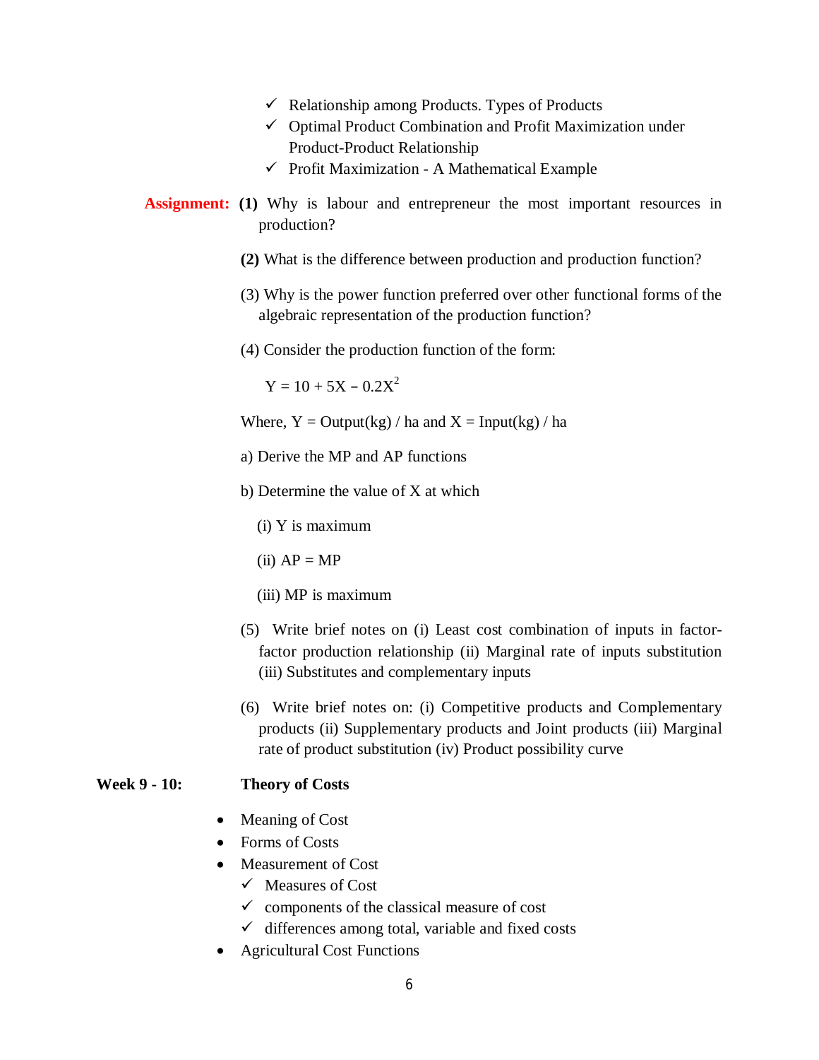- ✓ Relationship among Products. Types of Products
- ✓ Optimal Product Combination and Profit Maximization under Product-Product Relationship
- ✓ Profit Maximization - A Mathematical Example

**Assignment:** **(1)** Why is labour and entrepreneur the most important resources in production?

**(2)** What is the difference between production and production function?

(3) Why is the power function preferred over other functional forms of the algebraic representation of the production function?

(4) Consider the production function of the form:

$$Y = 10 + 5X - 0.2X^2$$

Where, Y = Output(kg) / ha and X = Input(kg) / ha

a) Derive the MP and AP functions

b) Determine the value of X at which

(i) Y is maximum

(ii) AP = MP

(iii) MP is maximum

(5) Write brief notes on (i) Least cost combination of inputs in factor-factor production relationship (ii) Marginal rate of inputs substitution (iii) Substitutes and complementary inputs

(6) Write brief notes on: (i) Competitive products and Complementary products (ii) Supplementary products and Joint products (iii) Marginal rate of product substitution (iv) Product possibility curve

**Week 9 - 10:** **Theory of Costs**

- Meaning of Cost
- Forms of Costs
- Measurement of Cost
  - ✓ Measures of Cost
  - ✓ components of the classical measure of cost
  - ✓ differences among total, variable and fixed costs
- Agricultural Cost Functions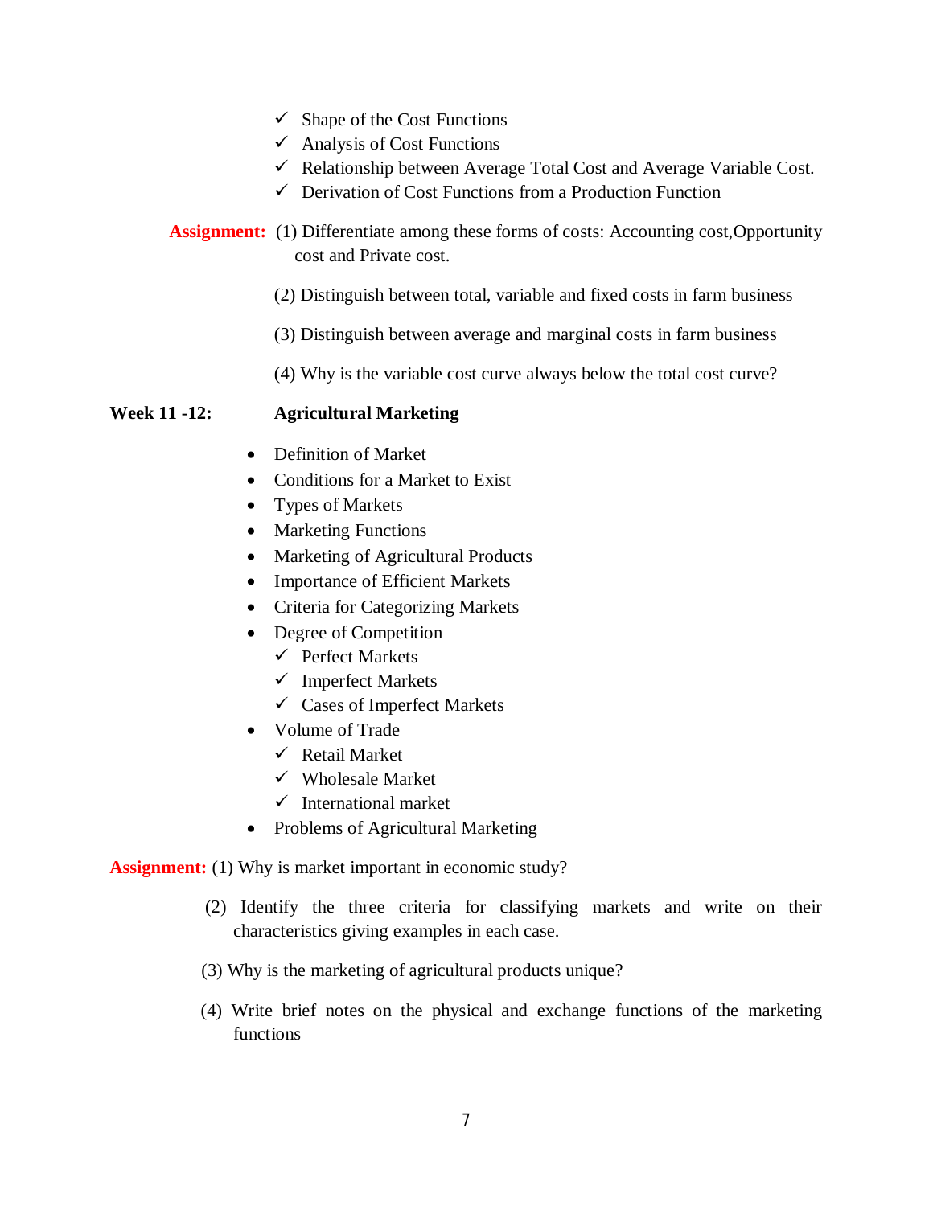- ✓ Shape of the Cost Functions
- ✓ Analysis of Cost Functions
- ✓ Relationship between Average Total Cost and Average Variable Cost.
- ✓ Derivation of Cost Functions from a Production Function

**Assignment:** (1) Differentiate among these forms of costs: Accounting cost,Opportunity cost and Private cost.

(2) Distinguish between total, variable and fixed costs in farm business

(3) Distinguish between average and marginal costs in farm business

(4) Why is the variable cost curve always below the total cost curve?

**Week 11 -12: Agricultural Marketing**

- Definition of Market
- Conditions for a Market to Exist
- Types of Markets
- Marketing Functions
- Marketing of Agricultural Products
- Importance of Efficient Markets
- Criteria for Categorizing Markets
- Degree of Competition
  - ✓ Perfect Markets
  - ✓ Imperfect Markets
  - ✓ Cases of Imperfect Markets
- Volume of Trade
  - ✓ Retail Market
  - ✓ Wholesale Market
  - ✓ International market
- Problems of Agricultural Marketing

**Assignment:** (1) Why is market important in economic study?

(2) Identify the three criteria for classifying markets and write on their characteristics giving examples in each case.

(3) Why is the marketing of agricultural products unique?

(4) Write brief notes on the physical and exchange functions of the marketing functions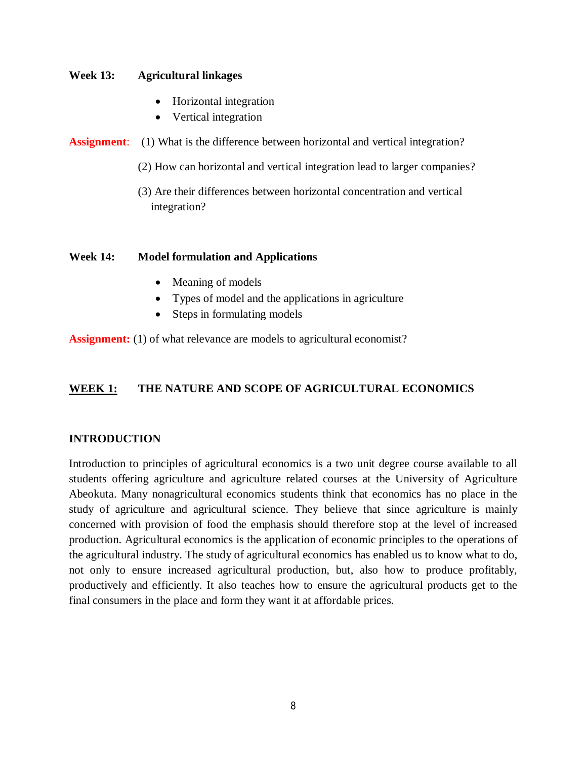**Week 13:** **Agricultural linkages**

- Horizontal integration
- Vertical integration

**Assignment**: (1) What is the difference between horizontal and vertical integration?

(2) How can horizontal and vertical integration lead to larger companies?

(3) Are their differences between horizontal concentration and vertical integration?

**Week 14:** **Model formulation and Applications**

- Meaning of models
- Types of model and the applications in agriculture
- Steps in formulating models

**Assignment:** (1) of what relevance are models to agricultural economist?

## <u>WEEK 1:</u> THE NATURE AND SCOPE OF AGRICULTURAL ECONOMICS

### INTRODUCTION

Introduction to principles of agricultural economics is a two unit degree course available to all students offering agriculture and agriculture related courses at the University of Agriculture Abeokuta. Many nonagricultural economics students think that economics has no place in the study of agriculture and agricultural science. They believe that since agriculture is mainly concerned with provision of food the emphasis should therefore stop at the level of increased production. Agricultural economics is the application of economic principles to the operations of the agricultural industry. The study of agricultural economics has enabled us to know what to do, not only to ensure increased agricultural production, but, also how to produce profitably, productively and efficiently. It also teaches how to ensure the agricultural products get to the final consumers in the place and form they want it at affordable prices.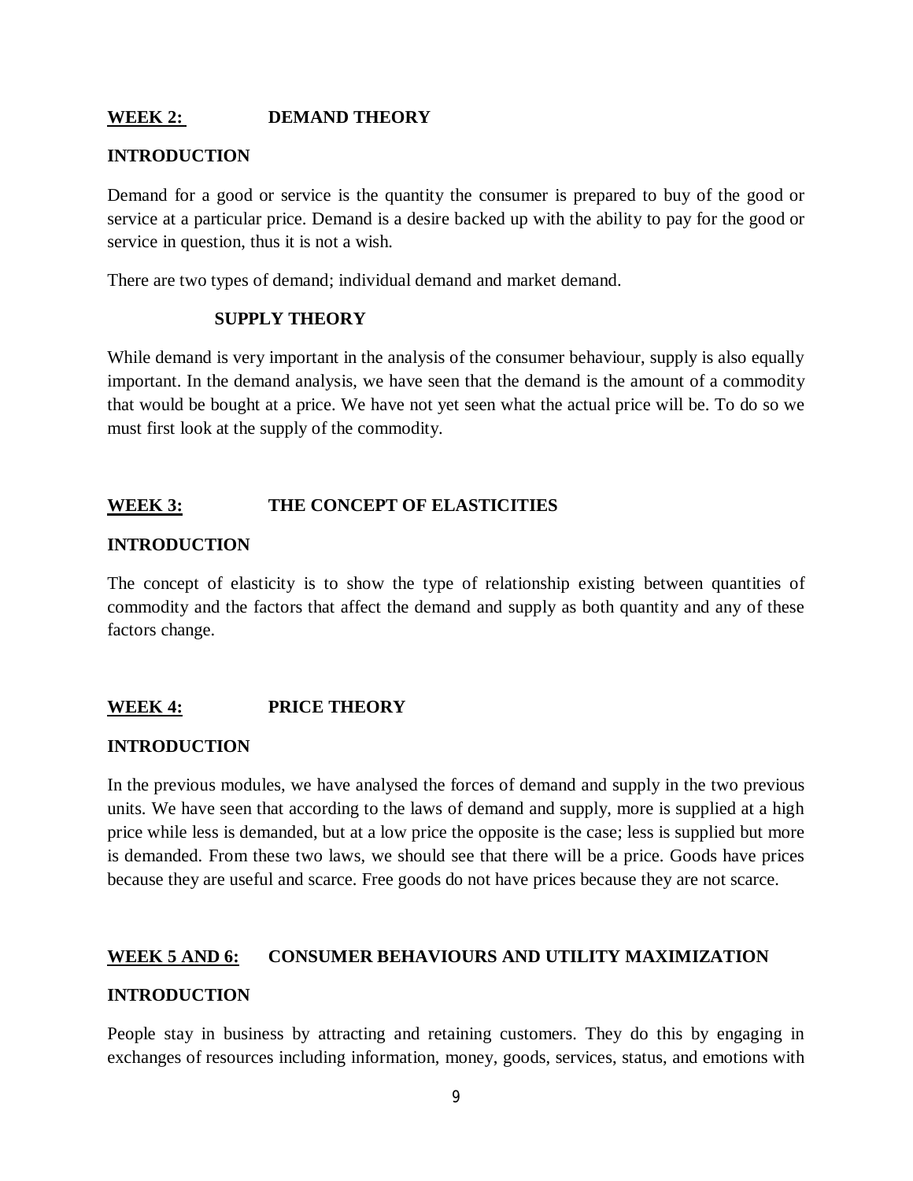## WEEK 2: DEMAND THEORY

### INTRODUCTION

Demand for a good or service is the quantity the consumer is prepared to buy of the good or service at a particular price. Demand is a desire backed up with the ability to pay for the good or service in question, thus it is not a wish.

There are two types of demand; individual demand and market demand.

### SUPPLY THEORY

While demand is very important in the analysis of the consumer behaviour, supply is also equally important. In the demand analysis, we have seen that the demand is the amount of a commodity that would be bought at a price. We have not yet seen what the actual price will be. To do so we must first look at the supply of the commodity.

## WEEK 3: THE CONCEPT OF ELASTICITIES

### INTRODUCTION

The concept of elasticity is to show the type of relationship existing between quantities of commodity and the factors that affect the demand and supply as both quantity and any of these factors change.

## WEEK 4: PRICE THEORY

### INTRODUCTION

In the previous modules, we have analysed the forces of demand and supply in the two previous units. We have seen that according to the laws of demand and supply, more is supplied at a high price while less is demanded, but at a low price the opposite is the case; less is supplied but more is demanded. From these two laws, we should see that there will be a price. Goods have prices because they are useful and scarce. Free goods do not have prices because they are not scarce.

## WEEK 5 AND 6: CONSUMER BEHAVIOURS AND UTILITY MAXIMIZATION

### INTRODUCTION

People stay in business by attracting and retaining customers. They do this by engaging in exchanges of resources including information, money, goods, services, status, and emotions with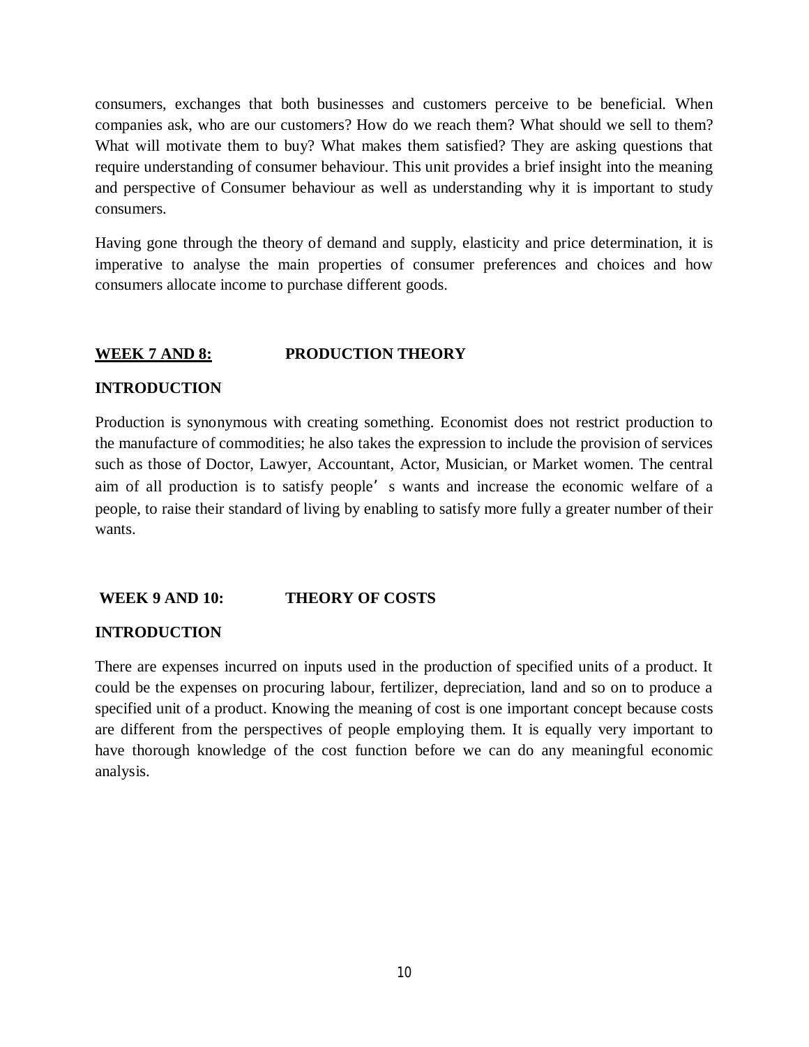consumers, exchanges that both businesses and customers perceive to be beneficial. When companies ask, who are our customers? How do we reach them? What should we sell to them? What will motivate them to buy? What makes them satisfied? They are asking questions that require understanding of consumer behaviour. This unit provides a brief insight into the meaning and perspective of Consumer behaviour as well as understanding why it is important to study consumers.

Having gone through the theory of demand and supply, elasticity and price determination, it is imperative to analyse the main properties of consumer preferences and choices and how consumers allocate income to purchase different goods.

## WEEK 7 AND 8: PRODUCTION THEORY

### INTRODUCTION

Production is synonymous with creating something. Economist does not restrict production to the manufacture of commodities; he also takes the expression to include the provision of services such as those of Doctor, Lawyer, Accountant, Actor, Musician, or Market women. The central aim of all production is to satisfy people' s wants and increase the economic welfare of a people, to raise their standard of living by enabling to satisfy more fully a greater number of their wants.

## WEEK 9 AND 10: THEORY OF COSTS

### INTRODUCTION

There are expenses incurred on inputs used in the production of specified units of a product. It could be the expenses on procuring labour, fertilizer, depreciation, land and so on to produce a specified unit of a product. Knowing the meaning of cost is one important concept because costs are different from the perspectives of people employing them. It is equally very important to have thorough knowledge of the cost function before we can do any meaningful economic analysis.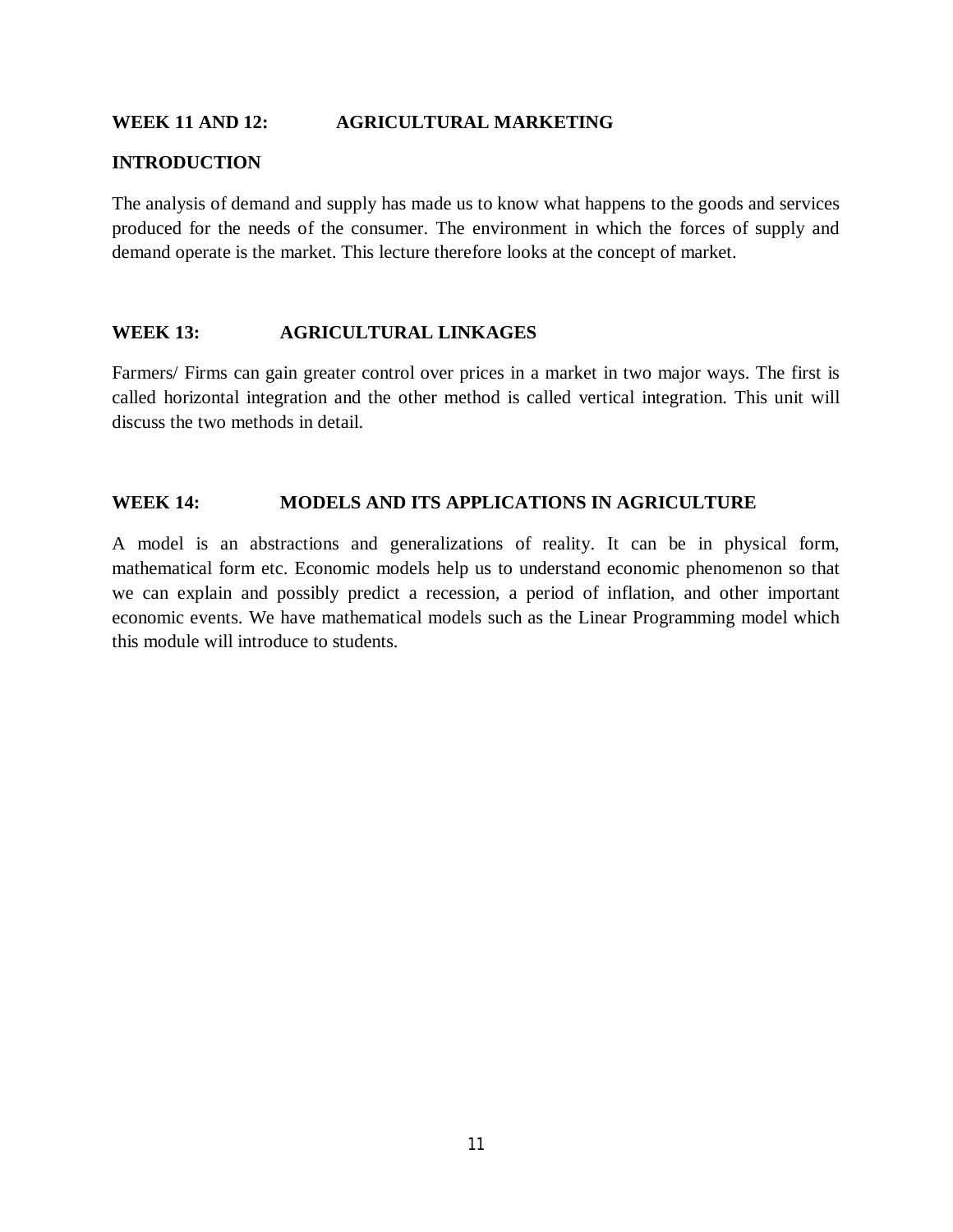**WEEK 11 AND 12: AGRICULTURAL MARKETING**

**INTRODUCTION**

The analysis of demand and supply has made us to know what happens to the goods and services produced for the needs of the consumer. The environment in which the forces of supply and demand operate is the market. This lecture therefore looks at the concept of market.

**WEEK 13: AGRICULTURAL LINKAGES**

Farmers/ Firms can gain greater control over prices in a market in two major ways. The first is called horizontal integration and the other method is called vertical integration. This unit will discuss the two methods in detail.

**WEEK 14: MODELS AND ITS APPLICATIONS IN AGRICULTURE**

A model is an abstractions and generalizations of reality. It can be in physical form, mathematical form etc. Economic models help us to understand economic phenomenon so that we can explain and possibly predict a recession, a period of inflation, and other important economic events. We have mathematical models such as the Linear Programming model which this module will introduce to students.